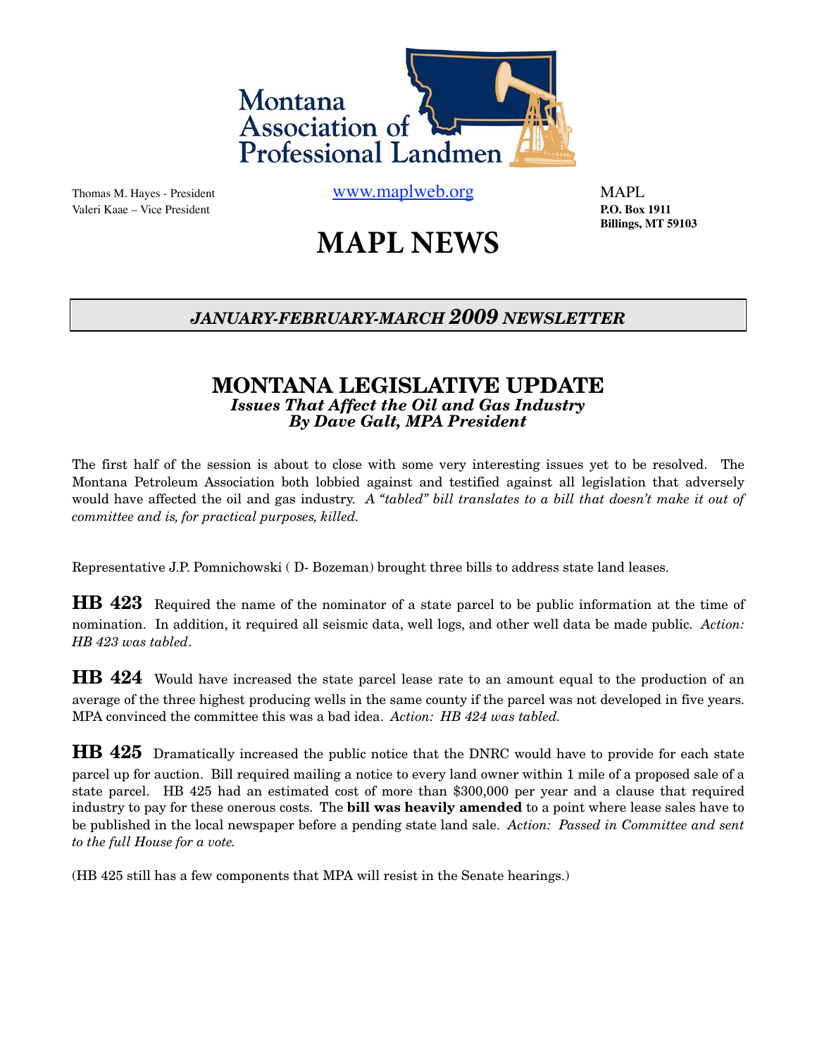Montana Association of Professional Landmen

Thomas M. Hayes - President
Valeri Kaae – Vice President

www.maplweb.org

MAPL
**P.O. Box 1911**
**Billings, MT 59103**

# MAPL NEWS

***JANUARY-FEBRUARY-MARCH 2009 NEWSLETTER***

## MONTANA LEGISLATIVE UPDATE

***Issues That Affect the Oil and Gas Industry***
***By Dave Galt, MPA President***

The first half of the session is about to close with some very interesting issues yet to be resolved. The Montana Petroleum Association both lobbied against and testified against all legislation that adversely would have affected the oil and gas industry. *A "tabled" bill translates to a bill that doesn't make it out of committee and is, for practical purposes, killed.*

Representative J.P. Pomnichowski ( D- Bozeman) brought three bills to address state land leases.

**HB 423** Required the name of the nominator of a state parcel to be public information at the time of nomination. In addition, it required all seismic data, well logs, and other well data be made public. *Action: HB 423 was tabled*.

**HB 424** Would have increased the state parcel lease rate to an amount equal to the production of an average of the three highest producing wells in the same county if the parcel was not developed in five years. MPA convinced the committee this was a bad idea. *Action: HB 424 was tabled.*

**HB 425** Dramatically increased the public notice that the DNRC would have to provide for each state parcel up for auction. Bill required mailing a notice to every land owner within 1 mile of a proposed sale of a state parcel. HB 425 had an estimated cost of more than $300,000 per year and a clause that required industry to pay for these onerous costs. The **bill was heavily amended** to a point where lease sales have to be published in the local newspaper before a pending state land sale. *Action: Passed in Committee and sent to the full House for a vote.*

(HB 425 still has a few components that MPA will resist in the Senate hearings.)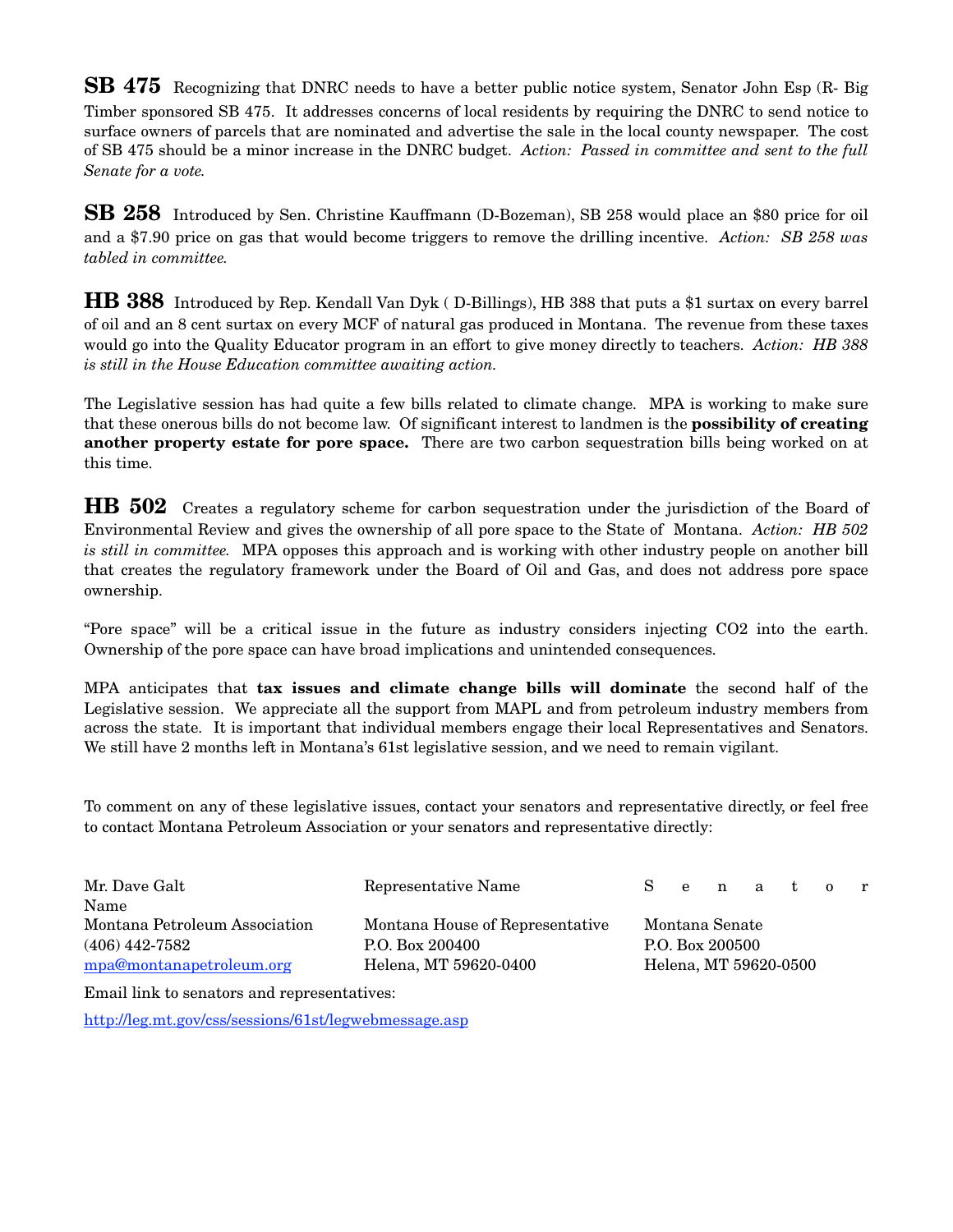**SB 475** Recognizing that DNRC needs to have a better public notice system, Senator John Esp (R- Big Timber sponsored SB 475. It addresses concerns of local residents by requiring the DNRC to send notice to surface owners of parcels that are nominated and advertise the sale in the local county newspaper. The cost of SB 475 should be a minor increase in the DNRC budget. *Action: Passed in committee and sent to the full Senate for a vote.*

**SB 258** Introduced by Sen. Christine Kauffmann (D-Bozeman), SB 258 would place an $80 price for oil and a $7.90 price on gas that would become triggers to remove the drilling incentive. *Action: SB 258 was tabled in committee.*

**HB 388** Introduced by Rep. Kendall Van Dyk ( D-Billings), HB 388 that puts a $1 surtax on every barrel of oil and an 8 cent surtax on every MCF of natural gas produced in Montana. The revenue from these taxes would go into the Quality Educator program in an effort to give money directly to teachers. *Action: HB 388 is still in the House Education committee awaiting action.*

The Legislative session has had quite a few bills related to climate change. MPA is working to make sure that these onerous bills do not become law. Of significant interest to landmen is the **possibility of creating another property estate for pore space.** There are two carbon sequestration bills being worked on at this time.

**HB 502** Creates a regulatory scheme for carbon sequestration under the jurisdiction of the Board of Environmental Review and gives the ownership of all pore space to the State of Montana. *Action: HB 502 is still in committee.* MPA opposes this approach and is working with other industry people on another bill that creates the regulatory framework under the Board of Oil and Gas, and does not address pore space ownership.

"Pore space" will be a critical issue in the future as industry considers injecting $CO_2$ into the earth. Ownership of the pore space can have broad implications and unintended consequences.

MPA anticipates that **tax issues and climate change bills will dominate** the second half of the Legislative session. We appreciate all the support from MAPL and from petroleum industry members from across the state. It is important that individual members engage their local Representatives and Senators. We still have 2 months left in Montana's 61st legislative session, and we need to remain vigilant.

To comment on any of these legislative issues, contact your senators and representative directly, or feel free to contact Montana Petroleum Association or your senators and representative directly:

| | | |
|---|---|---|
| Mr. Dave Galt | Representative Name | Senator Name |
| Montana Petroleum Association | Montana House of Representative | Montana Senate |
| (406) 442-7582 | P.O. Box 200400 | P.O. Box 200500 |
| mpa@montanapetroleum.org | Helena, MT 59620-0400 | Helena, MT 59620-0500 |

Email link to senators and representatives:

http://leg.mt.gov/css/sessions/61st/legwebmessage.asp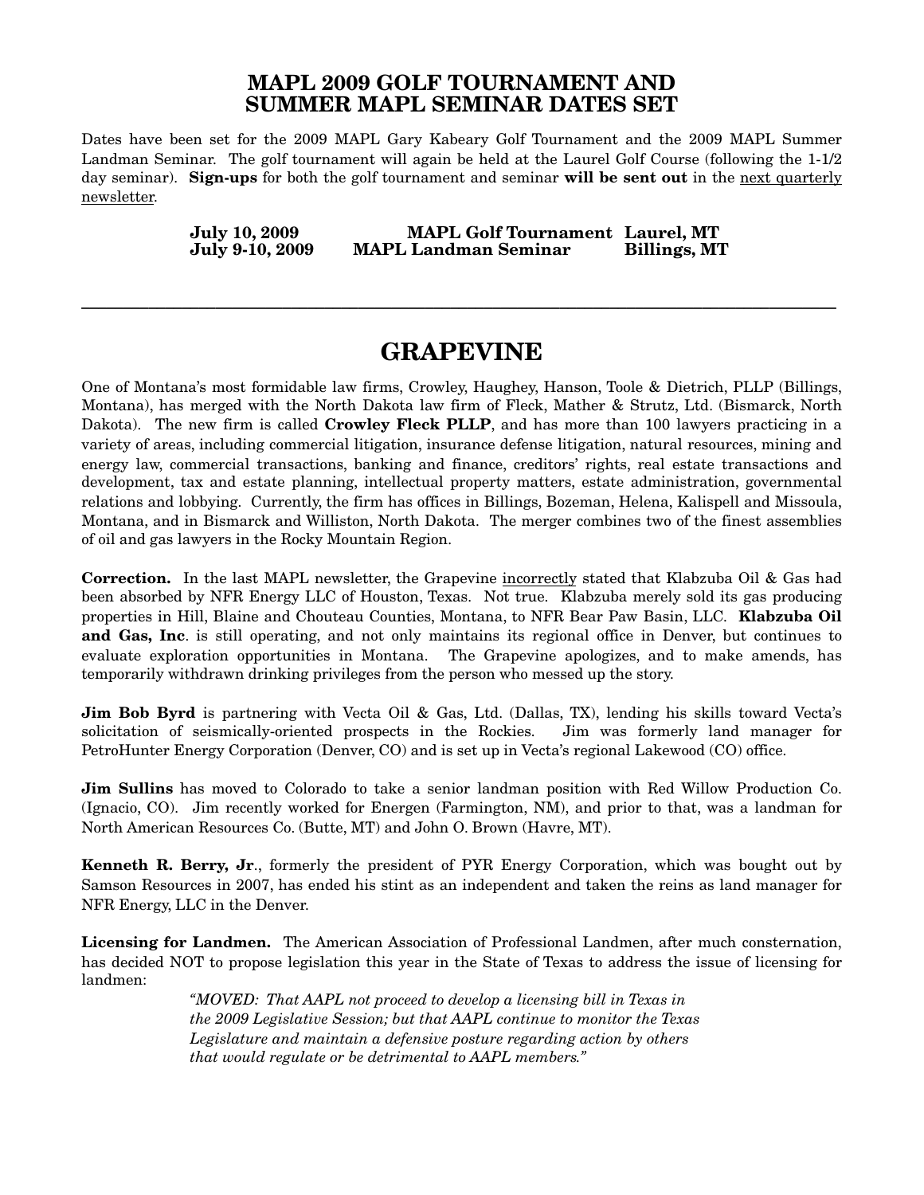## MAPL 2009 GOLF TOURNAMENT AND SUMMER MAPL SEMINAR DATES SET

Dates have been set for the 2009 MAPL Gary Kabeary Golf Tournament and the 2009 MAPL Summer Landman Seminar. The golf tournament will again be held at the Laurel Golf Course (following the 1-1/2 day seminar). **Sign-ups** for both the golf tournament and seminar **will be sent out** in the next quarterly newsletter.

| | | |
|---|---|---|
| **July 10, 2009** | **MAPL Golf Tournament** | **Laurel, MT** |
| **July 9-10, 2009** | **MAPL Landman Seminar** | **Billings, MT** |

---

# GRAPEVINE

One of Montana's most formidable law firms, Crowley, Haughey, Hanson, Toole & Dietrich, PLLP (Billings, Montana), has merged with the North Dakota law firm of Fleck, Mather & Strutz, Ltd. (Bismarck, North Dakota). The new firm is called **Crowley Fleck PLLP**, and has more than 100 lawyers practicing in a variety of areas, including commercial litigation, insurance defense litigation, natural resources, mining and energy law, commercial transactions, banking and finance, creditors' rights, real estate transactions and development, tax and estate planning, intellectual property matters, estate administration, governmental relations and lobbying. Currently, the firm has offices in Billings, Bozeman, Helena, Kalispell and Missoula, Montana, and in Bismarck and Williston, North Dakota. The merger combines two of the finest assemblies of oil and gas lawyers in the Rocky Mountain Region.

**Correction.** In the last MAPL newsletter, the Grapevine incorrectly stated that Klabzuba Oil & Gas had been absorbed by NFR Energy LLC of Houston, Texas. Not true. Klabzuba merely sold its gas producing properties in Hill, Blaine and Chouteau Counties, Montana, to NFR Bear Paw Basin, LLC. **Klabzuba Oil and Gas, Inc**. is still operating, and not only maintains its regional office in Denver, but continues to evaluate exploration opportunities in Montana. The Grapevine apologizes, and to make amends, has temporarily withdrawn drinking privileges from the person who messed up the story.

**Jim Bob Byrd** is partnering with Vecta Oil & Gas, Ltd. (Dallas, TX), lending his skills toward Vecta's solicitation of seismically-oriented prospects in the Rockies. Jim was formerly land manager for PetroHunter Energy Corporation (Denver, CO) and is set up in Vecta's regional Lakewood (CO) office.

**Jim Sullins** has moved to Colorado to take a senior landman position with Red Willow Production Co. (Ignacio, CO). Jim recently worked for Energen (Farmington, NM), and prior to that, was a landman for North American Resources Co. (Butte, MT) and John O. Brown (Havre, MT).

**Kenneth R. Berry, Jr**., formerly the president of PYR Energy Corporation, which was bought out by Samson Resources in 2007, has ended his stint as an independent and taken the reins as land manager for NFR Energy, LLC in the Denver.

**Licensing for Landmen.** The American Association of Professional Landmen, after much consternation, has decided NOT to propose legislation this year in the State of Texas to address the issue of licensing for landmen:

> *"MOVED: That AAPL not proceed to develop a licensing bill in Texas in the 2009 Legislative Session; but that AAPL continue to monitor the Texas Legislature and maintain a defensive posture regarding action by others that would regulate or be detrimental to AAPL members."*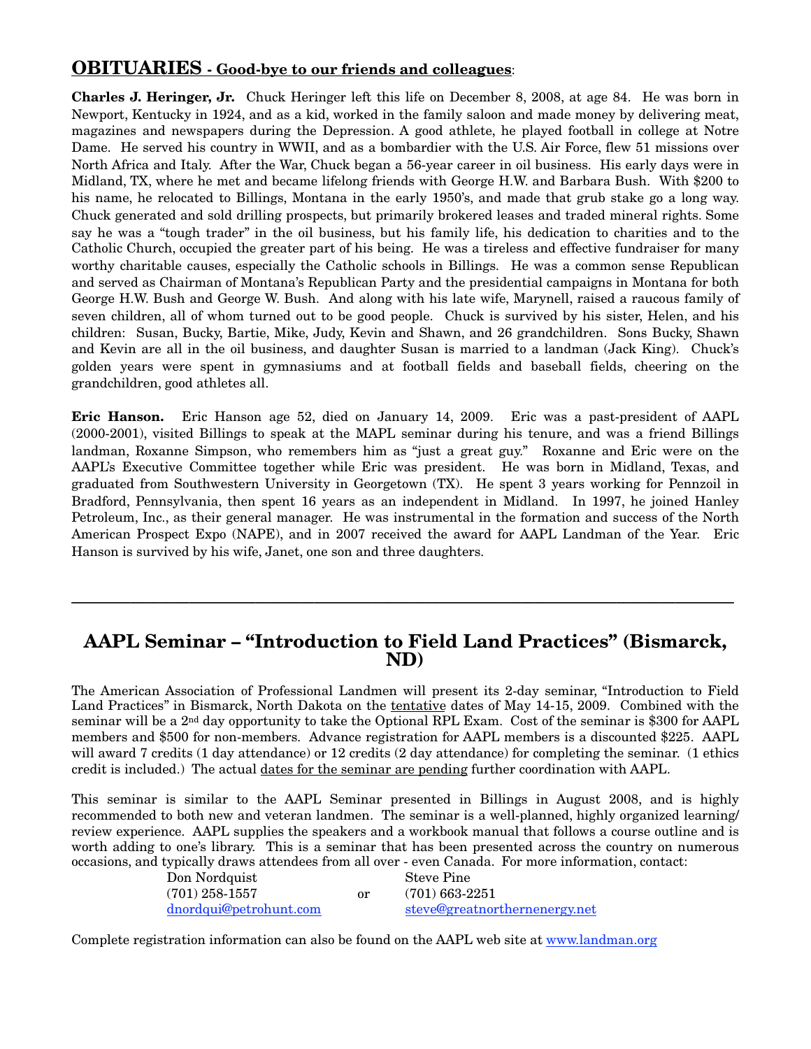## OBITUARIES - Good-bye to our friends and colleagues:

**Charles J. Heringer, Jr.** Chuck Heringer left this life on December 8, 2008, at age 84. He was born in Newport, Kentucky in 1924, and as a kid, worked in the family saloon and made money by delivering meat, magazines and newspapers during the Depression. A good athlete, he played football in college at Notre Dame. He served his country in WWII, and as a bombardier with the U.S. Air Force, flew 51 missions over North Africa and Italy. After the War, Chuck began a 56-year career in oil business. His early days were in Midland, TX, where he met and became lifelong friends with George H.W. and Barbara Bush. With $200 to his name, he relocated to Billings, Montana in the early 1950's, and made that grub stake go a long way. Chuck generated and sold drilling prospects, but primarily brokered leases and traded mineral rights. Some say he was a "tough trader" in the oil business, but his family life, his dedication to charities and to the Catholic Church, occupied the greater part of his being. He was a tireless and effective fundraiser for many worthy charitable causes, especially the Catholic schools in Billings. He was a common sense Republican and served as Chairman of Montana's Republican Party and the presidential campaigns in Montana for both George H.W. Bush and George W. Bush. And along with his late wife, Marynell, raised a raucous family of seven children, all of whom turned out to be good people. Chuck is survived by his sister, Helen, and his children: Susan, Bucky, Bartie, Mike, Judy, Kevin and Shawn, and 26 grandchildren. Sons Bucky, Shawn and Kevin are all in the oil business, and daughter Susan is married to a landman (Jack King). Chuck's golden years were spent in gymnasiums and at football fields and baseball fields, cheering on the grandchildren, good athletes all.

**Eric Hanson.** Eric Hanson age 52, died on January 14, 2009. Eric was a past-president of AAPL (2000-2001), visited Billings to speak at the MAPL seminar during his tenure, and was a friend Billings landman, Roxanne Simpson, who remembers him as "just a great guy." Roxanne and Eric were on the AAPL's Executive Committee together while Eric was president. He was born in Midland, Texas, and graduated from Southwestern University in Georgetown (TX). He spent 3 years working for Pennzoil in Bradford, Pennsylvania, then spent 16 years as an independent in Midland. In 1997, he joined Hanley Petroleum, Inc., as their general manager. He was instrumental in the formation and success of the North American Prospect Expo (NAPE), and in 2007 received the award for AAPL Landman of the Year. Eric Hanson is survived by his wife, Janet, one son and three daughters.

---

## AAPL Seminar – "Introduction to Field Land Practices" (Bismarck, ND)

The American Association of Professional Landmen will present its 2-day seminar, "Introduction to Field Land Practices" in Bismarck, North Dakota on the tentative dates of May 14-15, 2009. Combined with the seminar will be a 2nd day opportunity to take the Optional RPL Exam. Cost of the seminar is $300 for AAPL members and $500 for non-members. Advance registration for AAPL members is a discounted $225. AAPL will award 7 credits (1 day attendance) or 12 credits (2 day attendance) for completing the seminar. (1 ethics credit is included.) The actual dates for the seminar are pending further coordination with AAPL.

This seminar is similar to the AAPL Seminar presented in Billings in August 2008, and is highly recommended to both new and veteran landmen. The seminar is a well-planned, highly organized learning/ review experience. AAPL supplies the speakers and a workbook manual that follows a course outline and is worth adding to one's library. This is a seminar that has been presented across the country on numerous occasions, and typically draws attendees from all over - even Canada. For more information, contact:

Don Nordquist
(701) 258-1557
dnordqui@petrohunt.com

or

Steve Pine
(701) 663-2251
steve@greatnorthernenergy.net

Complete registration information can also be found on the AAPL web site at www.landman.org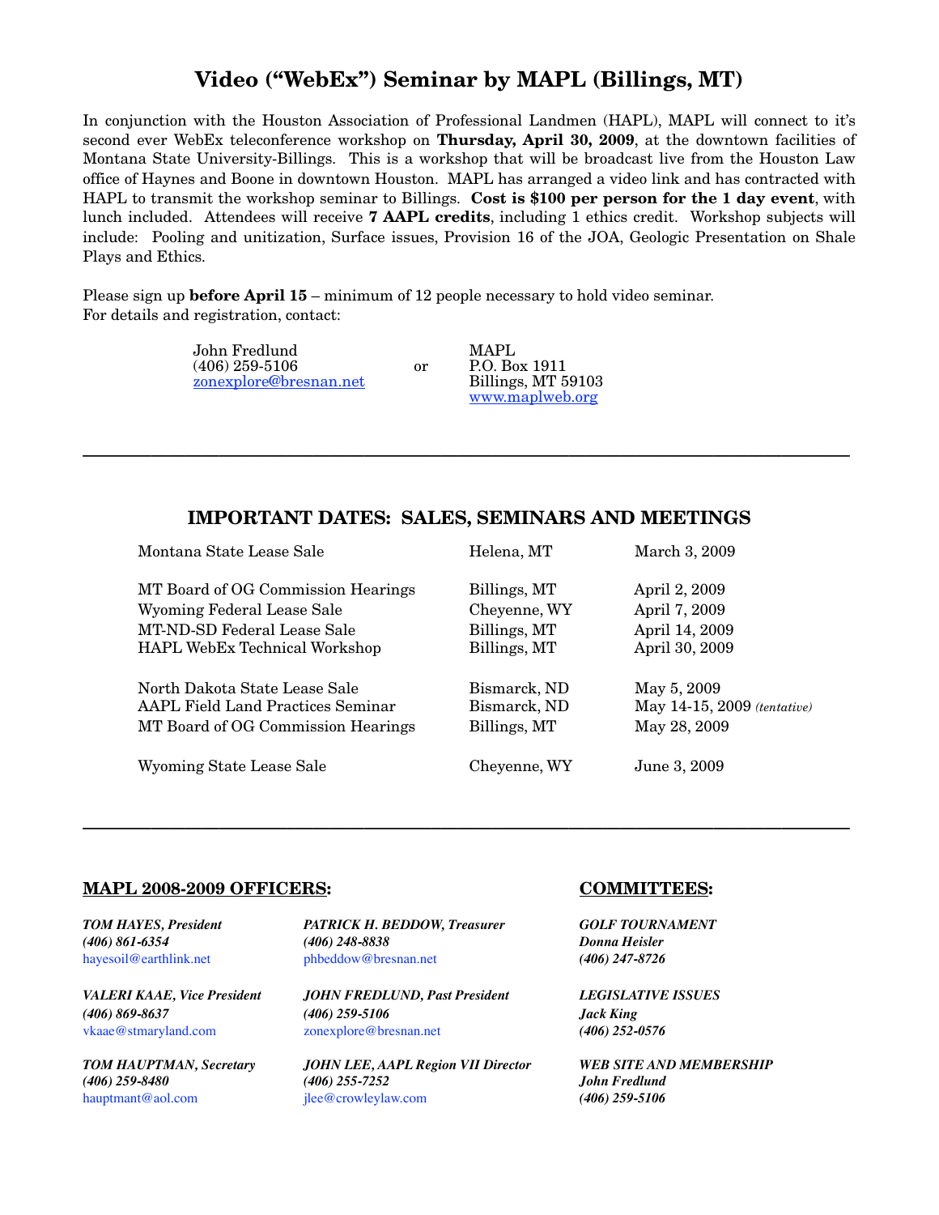# Video ("WebEx") Seminar by MAPL (Billings, MT)

In conjunction with the Houston Association of Professional Landmen (HAPL), MAPL will connect to it's second ever WebEx teleconference workshop on **Thursday, April 30, 2009**, at the downtown facilities of Montana State University-Billings. This is a workshop that will be broadcast live from the Houston Law office of Haynes and Boone in downtown Houston. MAPL has arranged a video link and has contracted with HAPL to transmit the workshop seminar to Billings. **Cost is $100 per person for the 1 day event**, with lunch included. Attendees will receive **7 AAPL credits**, including 1 ethics credit. Workshop subjects will include: Pooling and unitization, Surface issues, Provision 16 of the JOA, Geologic Presentation on Shale Plays and Ethics.

Please sign up **before April 15** – minimum of 12 people necessary to hold video seminar.
For details and registration, contact:

John Fredlund
(406) 259-5106
zonexplore@bresnan.net

or

MAPL
P.O. Box 1911
Billings, MT 59103
www.maplweb.org

---

## IMPORTANT DATES: SALES, SEMINARS AND MEETINGS

| Event | Location | Date |
|---|---|---|
| Montana State Lease Sale | Helena, MT | March 3, 2009 |
| MT Board of OG Commission Hearings | Billings, MT | April 2, 2009 |
| Wyoming Federal Lease Sale | Cheyenne, WY | April 7, 2009 |
| MT-ND-SD Federal Lease Sale | Billings, MT | April 14, 2009 |
| HAPL WebEx Technical Workshop | Billings, MT | April 30, 2009 |
| North Dakota State Lease Sale | Bismarck, ND | May 5, 2009 |
| AAPL Field Land Practices Seminar | Bismarck, ND | May 14-15, 2009 *(tentative)* |
| MT Board of OG Commission Hearings | Billings, MT | May 28, 2009 |
| Wyoming State Lease Sale | Cheyenne, WY | June 3, 2009 |

---

## MAPL 2008-2009 OFFICERS:

***TOM HAYES, President***
***(406) 861-6354***
hayesoil@earthlink.net

***VALERI KAAE, Vice President***
***(406) 869-8637***
vkaae@stmaryland.com

***TOM HAUPTMAN, Secretary***
***(406) 259-8480***
hauptmant@aol.com

***PATRICK H. BEDDOW, Treasurer***
***(406) 248-8838***
phbeddow@bresnan.net

***JOHN FREDLUND, Past President***
***(406) 259-5106***
zonexplore@bresnan.net

***JOHN LEE, AAPL Region VII Director***
***(406) 255-7252***
jlee@crowleylaw.com

## COMMITTEES:

***GOLF TOURNAMENT***
***Donna Heisler***
***(406) 247-8726***

***LEGISLATIVE ISSUES***
***Jack King***
***(406) 252-0576***

***WEB SITE AND MEMBERSHIP***
***John Fredlund***
***(406) 259-5106***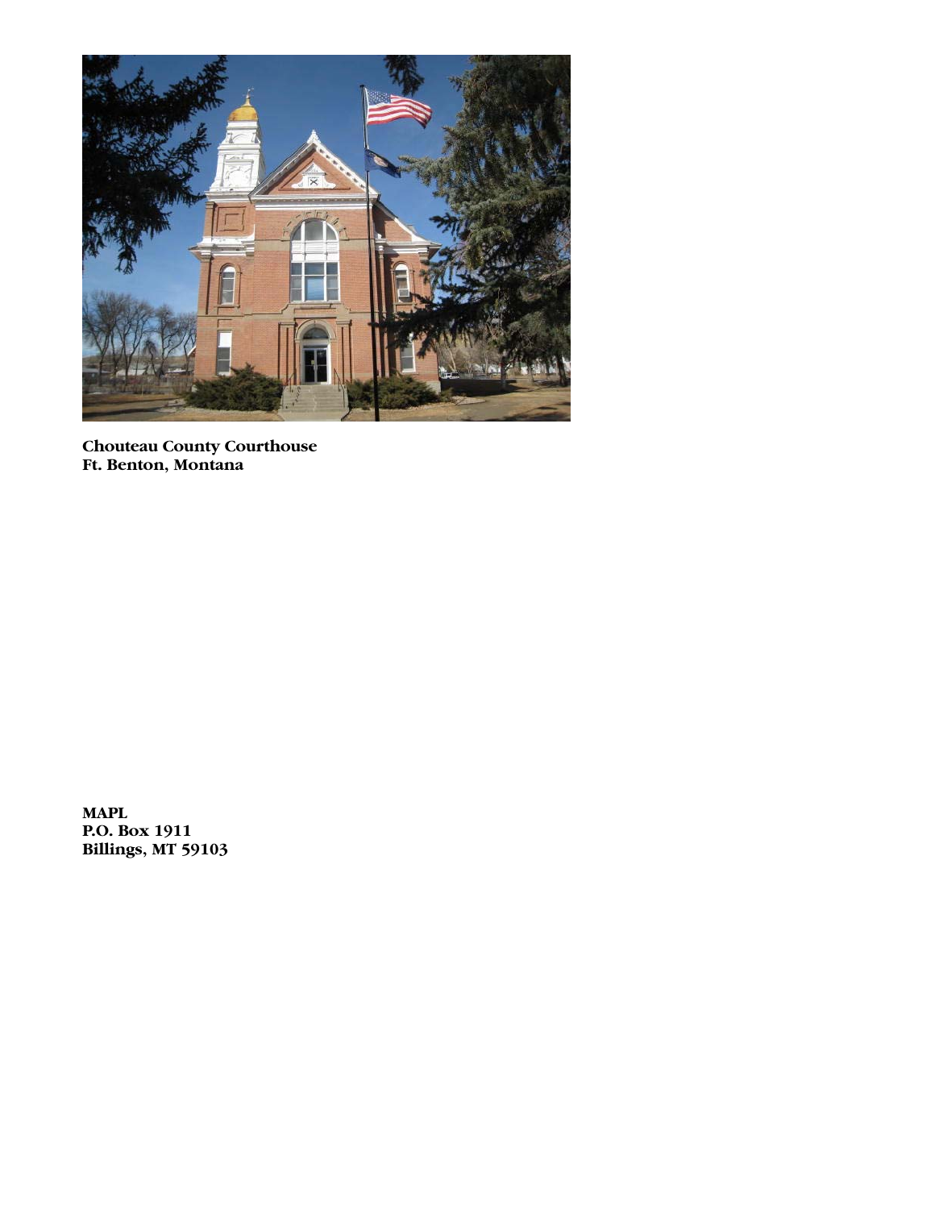**Chouteau County Courthouse**
**Ft. Benton, Montana**

**MAPL**
**P.O. Box 1911**
**Billings, MT 59103**